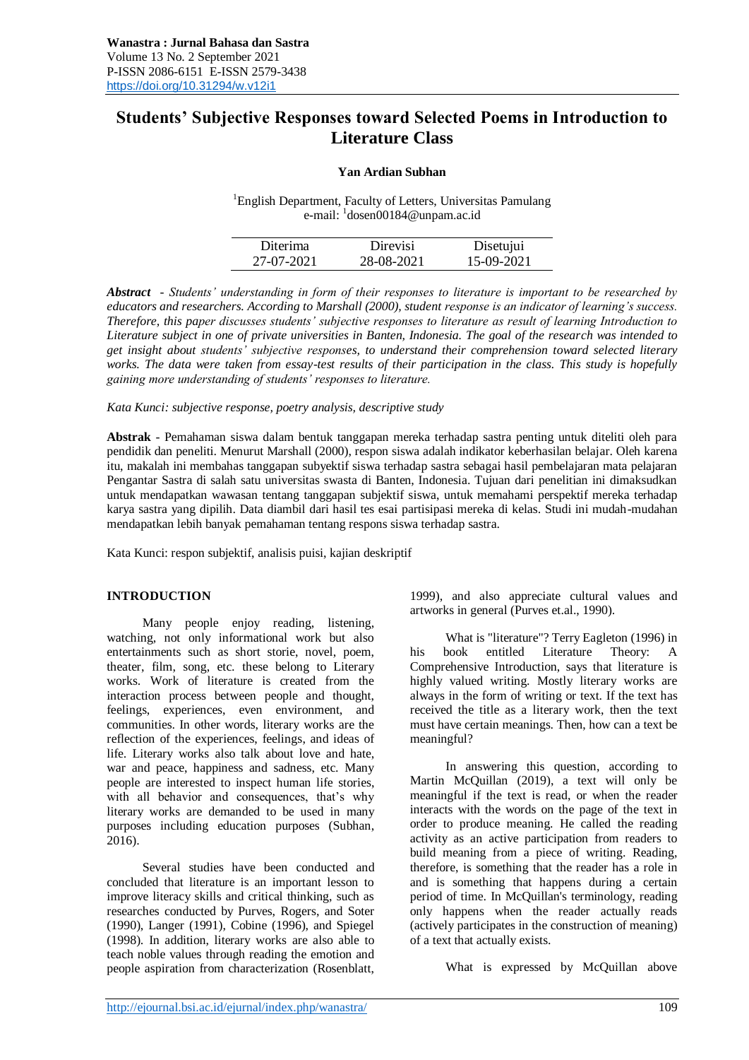# Students' Subjective Responses toward Selected Poems in Introduction to Literature Class

**Yan Ardian Subhan**

[1]English Department, Faculty of Letters, Universitas Pamulang
e-mail: [1]dosen00184@unpam.ac.id

| Diterima | Direvisi | Disetujui |
| --- | --- | --- |
| 27-07-2021 | 28-08-2021 | 15-09-2021 |

***Abstract*** *- Students' understanding in form of their responses to literature is important to be researched by educators and researchers. According to Marshall (2000), student response is an indicator of learning's success. Therefore, this paper discusses students' subjective responses to literature as result of learning Introduction to Literature subject in one of private universities in Banten, Indonesia. The goal of the research was intended to get insight about students' subjective responses, to understand their comprehension toward selected literary works. The data were taken from essay-test results of their participation in the class. This study is hopefully gaining more understanding of students' responses to literature.*

*Kata Kunci: subjective response, poetry analysis, descriptive study*

**Abstrak** - Pemahaman siswa dalam bentuk tanggapan mereka terhadap sastra penting untuk diteliti oleh para pendidik dan peneliti. Menurut Marshall (2000), respon siswa adalah indikator keberhasilan belajar. Oleh karena itu, makalah ini membahas tanggapan subyektif siswa terhadap sastra sebagai hasil pembelajaran mata pelajaran Pengantar Sastra di salah satu universitas swasta di Banten, Indonesia. Tujuan dari penelitian ini dimaksudkan untuk mendapatkan wawasan tentang tanggapan subjektif siswa, untuk memahami perspektif mereka terhadap karya sastra yang dipilih. Data diambil dari hasil tes esai partisipasi mereka di kelas. Studi ini mudah-mudahan mendapatkan lebih banyak pemahaman tentang respons siswa terhadap sastra.

Kata Kunci: respon subjektif, analisis puisi, kajian deskriptif

## INTRODUCTION

Many people enjoy reading, listening, watching, not only informational work but also entertainments such as short storie, novel, poem, theater, film, song, etc. these belong to Literary works. Work of literature is created from the interaction process between people and thought, feelings, experiences, even environment, and communities. In other words, literary works are the reflection of the experiences, feelings, and ideas of life. Literary works also talk about love and hate, war and peace, happiness and sadness, etc. Many people are interested to inspect human life stories, with all behavior and consequences, that's why literary works are demanded to be used in many purposes including education purposes (Subhan, 2016).

Several studies have been conducted and concluded that literature is an important lesson to improve literacy skills and critical thinking, such as researches conducted by Purves, Rogers, and Soter (1990), Langer (1991), Cobine (1996), and Spiegel (1998). In addition, literary works are also able to teach noble values through reading the emotion and people aspiration from characterization (Rosenblatt, 1999), and also appreciate cultural values and artworks in general (Purves et.al., 1990).

What is "literature"? Terry Eagleton (1996) in his book entitled Literature Theory: A Comprehensive Introduction, says that literature is highly valued writing. Mostly literary works are always in the form of writing or text. If the text has received the title as a literary work, then the text must have certain meanings. Then, how can a text be meaningful?

In answering this question, according to Martin McQuillan (2019), a text will only be meaningful if the text is read, or when the reader interacts with the words on the page of the text in order to produce meaning. He called the reading activity as an active participation from readers to build meaning from a piece of writing. Reading, therefore, is something that the reader has a role in and is something that happens during a certain period of time. In McQuillan's terminology, reading only happens when the reader actually reads (actively participates in the construction of meaning) of a text that actually exists.

What is expressed by McQuillan above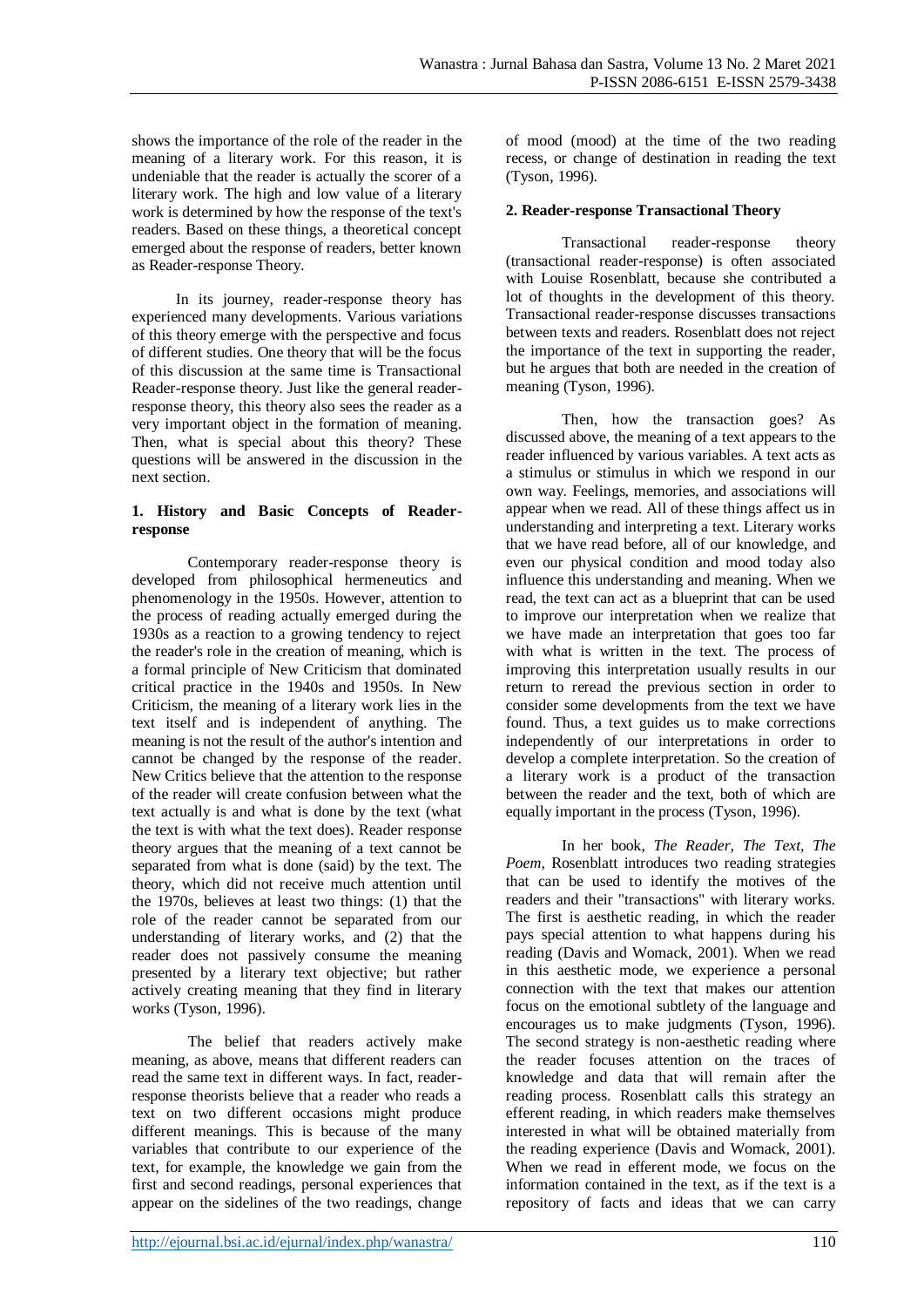shows the importance of the role of the reader in the meaning of a literary work. For this reason, it is undeniable that the reader is actually the scorer of a literary work. The high and low value of a literary work is determined by how the response of the text's readers. Based on these things, a theoretical concept emerged about the response of readers, better known as Reader-response Theory.

In its journey, reader-response theory has experienced many developments. Various variations of this theory emerge with the perspective and focus of different studies. One theory that will be the focus of this discussion at the same time is Transactional Reader-response theory. Just like the general reader-response theory, this theory also sees the reader as a very important object in the formation of meaning. Then, what is special about this theory? These questions will be answered in the discussion in the next section.

**1. History and Basic Concepts of Reader-response**

Contemporary reader-response theory is developed from philosophical hermeneutics and phenomenology in the 1950s. However, attention to the process of reading actually emerged during the 1930s as a reaction to a growing tendency to reject the reader's role in the creation of meaning, which is a formal principle of New Criticism that dominated critical practice in the 1940s and 1950s. In New Criticism, the meaning of a literary work lies in the text itself and is independent of anything. The meaning is not the result of the author's intention and cannot be changed by the response of the reader. New Critics believe that the attention to the response of the reader will create confusion between what the text actually is and what is done by the text (what the text is with what the text does). Reader response theory argues that the meaning of a text cannot be separated from what is done (said) by the text. The theory, which did not receive much attention until the 1970s, believes at least two things: (1) that the role of the reader cannot be separated from our understanding of literary works, and (2) that the reader does not passively consume the meaning presented by a literary text objective; but rather actively creating meaning that they find in literary works (Tyson, 1996).

The belief that readers actively make meaning, as above, means that different readers can read the same text in different ways. In fact, reader-response theorists believe that a reader who reads a text on two different occasions might produce different meanings. This is because of the many variables that contribute to our experience of the text, for example, the knowledge we gain from the first and second readings, personal experiences that appear on the sidelines of the two readings, change of mood (mood) at the time of the two reading recess, or change of destination in reading the text (Tyson, 1996).

**2. Reader-response Transactional Theory**

Transactional reader-response theory (transactional reader-response) is often associated with Louise Rosenblatt, because she contributed a lot of thoughts in the development of this theory. Transactional reader-response discusses transactions between texts and readers. Rosenblatt does not reject the importance of the text in supporting the reader, but he argues that both are needed in the creation of meaning (Tyson, 1996).

Then, how the transaction goes? As discussed above, the meaning of a text appears to the reader influenced by various variables. A text acts as a stimulus or stimulus in which we respond in our own way. Feelings, memories, and associations will appear when we read. All of these things affect us in understanding and interpreting a text. Literary works that we have read before, all of our knowledge, and even our physical condition and mood today also influence this understanding and meaning. When we read, the text can act as a blueprint that can be used to improve our interpretation when we realize that we have made an interpretation that goes too far with what is written in the text. The process of improving this interpretation usually results in our return to reread the previous section in order to consider some developments from the text we have found. Thus, a text guides us to make corrections independently of our interpretations in order to develop a complete interpretation. So the creation of a literary work is a product of the transaction between the reader and the text, both of which are equally important in the process (Tyson, 1996).

In her book, *The Reader, The Text, The Poem*, Rosenblatt introduces two reading strategies that can be used to identify the motives of the readers and their "transactions" with literary works. The first is aesthetic reading, in which the reader pays special attention to what happens during his reading (Davis and Womack, 2001). When we read in this aesthetic mode, we experience a personal connection with the text that makes our attention focus on the emotional subtlety of the language and encourages us to make judgments (Tyson, 1996). The second strategy is non-aesthetic reading where the reader focuses attention on the traces of knowledge and data that will remain after the reading process. Rosenblatt calls this strategy an efferent reading, in which readers make themselves interested in what will be obtained materially from the reading experience (Davis and Womack, 2001). When we read in efferent mode, we focus on the information contained in the text, as if the text is a repository of facts and ideas that we can carry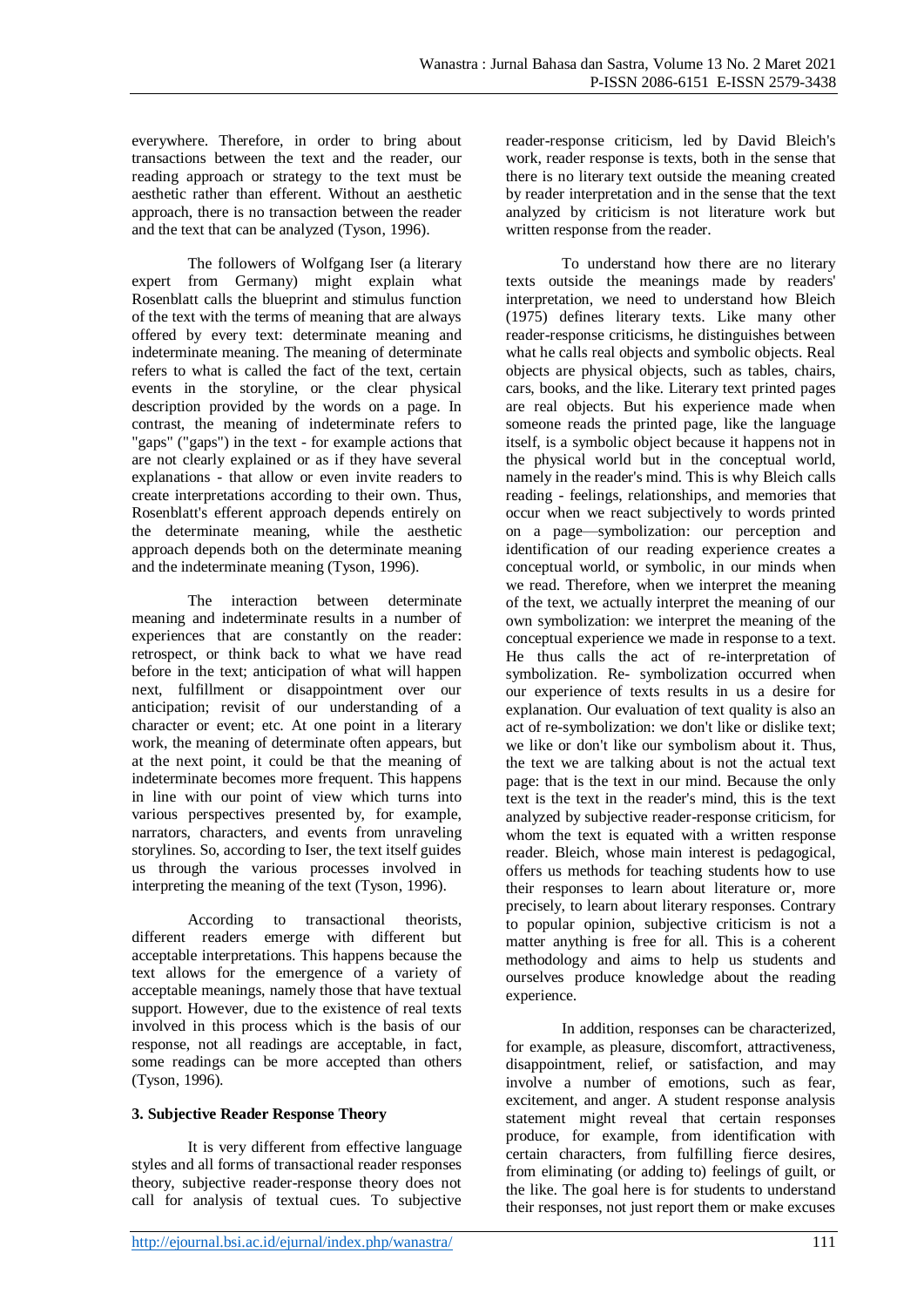everywhere. Therefore, in order to bring about transactions between the text and the reader, our reading approach or strategy to the text must be aesthetic rather than efferent. Without an aesthetic approach, there is no transaction between the reader and the text that can be analyzed (Tyson, 1996).

The followers of Wolfgang Iser (a literary expert from Germany) might explain what Rosenblatt calls the blueprint and stimulus function of the text with the terms of meaning that are always offered by every text: determinate meaning and indeterminate meaning. The meaning of determinate refers to what is called the fact of the text, certain events in the storyline, or the clear physical description provided by the words on a page. In contrast, the meaning of indeterminate refers to "gaps" ("gaps") in the text - for example actions that are not clearly explained or as if they have several explanations - that allow or even invite readers to create interpretations according to their own. Thus, Rosenblatt's efferent approach depends entirely on the determinate meaning, while the aesthetic approach depends both on the determinate meaning and the indeterminate meaning (Tyson, 1996).

The interaction between determinate meaning and indeterminate results in a number of experiences that are constantly on the reader: retrospect, or think back to what we have read before in the text; anticipation of what will happen next, fulfillment or disappointment over our anticipation; revisit of our understanding of a character or event; etc. At one point in a literary work, the meaning of determinate often appears, but at the next point, it could be that the meaning of indeterminate becomes more frequent. This happens in line with our point of view which turns into various perspectives presented by, for example, narrators, characters, and events from unraveling storylines. So, according to Iser, the text itself guides us through the various processes involved in interpreting the meaning of the text (Tyson, 1996).

According to transactional theorists, different readers emerge with different but acceptable interpretations. This happens because the text allows for the emergence of a variety of acceptable meanings, namely those that have textual support. However, due to the existence of real texts involved in this process which is the basis of our response, not all readings are acceptable, in fact, some readings can be more accepted than others (Tyson, 1996).

### 3. Subjective Reader Response Theory

It is very different from effective language styles and all forms of transactional reader responses theory, subjective reader-response theory does not call for analysis of textual cues. To subjective reader-response criticism, led by David Bleich's work, reader response is texts, both in the sense that there is no literary text outside the meaning created by reader interpretation and in the sense that the text analyzed by criticism is not literature work but written response from the reader.

To understand how there are no literary texts outside the meanings made by readers' interpretation, we need to understand how Bleich (1975) defines literary texts. Like many other reader-response criticisms, he distinguishes between what he calls real objects and symbolic objects. Real objects are physical objects, such as tables, chairs, cars, books, and the like. Literary text printed pages are real objects. But his experience made when someone reads the printed page, like the language itself, is a symbolic object because it happens not in the physical world but in the conceptual world, namely in the reader's mind. This is why Bleich calls reading - feelings, relationships, and memories that occur when we react subjectively to words printed on a page—symbolization: our perception and identification of our reading experience creates a conceptual world, or symbolic, in our minds when we read. Therefore, when we interpret the meaning of the text, we actually interpret the meaning of our own symbolization: we interpret the meaning of the conceptual experience we made in response to a text. He thus calls the act of re-interpretation of symbolization. Re- symbolization occurred when our experience of texts results in us a desire for explanation. Our evaluation of text quality is also an act of re-symbolization: we don't like or dislike text; we like or don't like our symbolism about it. Thus, the text we are talking about is not the actual text page: that is the text in our mind. Because the only text is the text in the reader's mind, this is the text analyzed by subjective reader-response criticism, for whom the text is equated with a written response reader. Bleich, whose main interest is pedagogical, offers us methods for teaching students how to use their responses to learn about literature or, more precisely, to learn about literary responses. Contrary to popular opinion, subjective criticism is not a matter anything is free for all. This is a coherent methodology and aims to help us students and ourselves produce knowledge about the reading experience.

In addition, responses can be characterized, for example, as pleasure, discomfort, attractiveness, disappointment, relief, or satisfaction, and may involve a number of emotions, such as fear, excitement, and anger. A student response analysis statement might reveal that certain responses produce, for example, from identification with certain characters, from fulfilling fierce desires, from eliminating (or adding to) feelings of guilt, or the like. The goal here is for students to understand their responses, not just report them or make excuses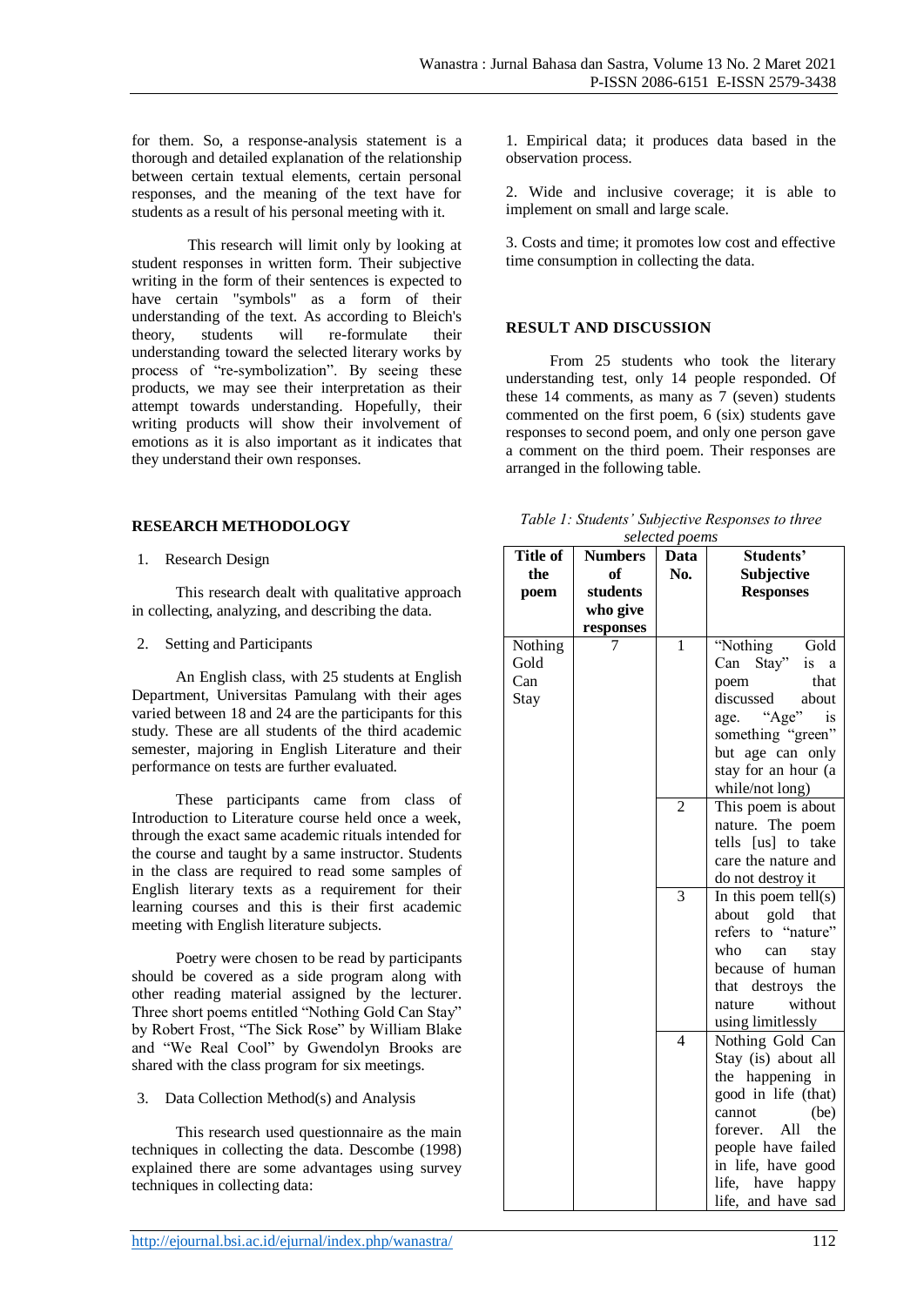for them. So, a response-analysis statement is a thorough and detailed explanation of the relationship between certain textual elements, certain personal responses, and the meaning of the text have for students as a result of his personal meeting with it.

This research will limit only by looking at student responses in written form. Their subjective writing in the form of their sentences is expected to have certain "symbols" as a form of their understanding of the text. As according to Bleich's theory, students will re-formulate their understanding toward the selected literary works by process of "re-symbolization". By seeing these products, we may see their interpretation as their attempt towards understanding. Hopefully, their writing products will show their involvement of emotions as it is also important as it indicates that they understand their own responses.

## RESEARCH METHODOLOGY

1. Research Design

This research dealt with qualitative approach in collecting, analyzing, and describing the data.

2. Setting and Participants

An English class, with 25 students at English Department, Universitas Pamulang with their ages varied between 18 and 24 are the participants for this study. These are all students of the third academic semester, majoring in English Literature and their performance on tests are further evaluated.

These participants came from class of Introduction to Literature course held once a week, through the exact same academic rituals intended for the course and taught by a same instructor. Students in the class are required to read some samples of English literary texts as a requirement for their learning courses and this is their first academic meeting with English literature subjects.

Poetry were chosen to be read by participants should be covered as a side program along with other reading material assigned by the lecturer. Three short poems entitled "Nothing Gold Can Stay" by Robert Frost, "The Sick Rose" by William Blake and "We Real Cool" by Gwendolyn Brooks are shared with the class program for six meetings.

3. Data Collection Method(s) and Analysis

This research used questionnaire as the main techniques in collecting the data. Descombe (1998) explained there are some advantages using survey techniques in collecting data:

1. Empirical data; it produces data based in the observation process.

2. Wide and inclusive coverage; it is able to implement on small and large scale.

3. Costs and time; it promotes low cost and effective time consumption in collecting the data.

## RESULT AND DISCUSSION

From 25 students who took the literary understanding test, only 14 people responded. Of these 14 comments, as many as 7 (seven) students commented on the first poem, 6 (six) students gave responses to second poem, and only one person gave a comment on the third poem. Their responses are arranged in the following table.

*Table 1: Students' Subjective Responses to three selected poems*

| Title of the poem | Numbers of students who give responses | Data No. | Students' Subjective Responses |
|---|---|---|---|
| Nothing Gold Can Stay | 7 | 1 | "Nothing Gold Can Stay" is a poem that discussed about age. "Age" is something "green" but age can only stay for an hour (a while/not long) |
| | | 2 | This poem is about nature. The poem tells [us] to take care the nature and do not destroy it |
| | | 3 | In this poem tell(s) about gold that refers to "nature" who can stay because of human that destroys the nature without using limitlessly |
| | | 4 | Nothing Gold Can Stay (is) about all the happening in good in life (that) cannot (be) forever. All the people have failed in life, have good life, have happy life, and have sad |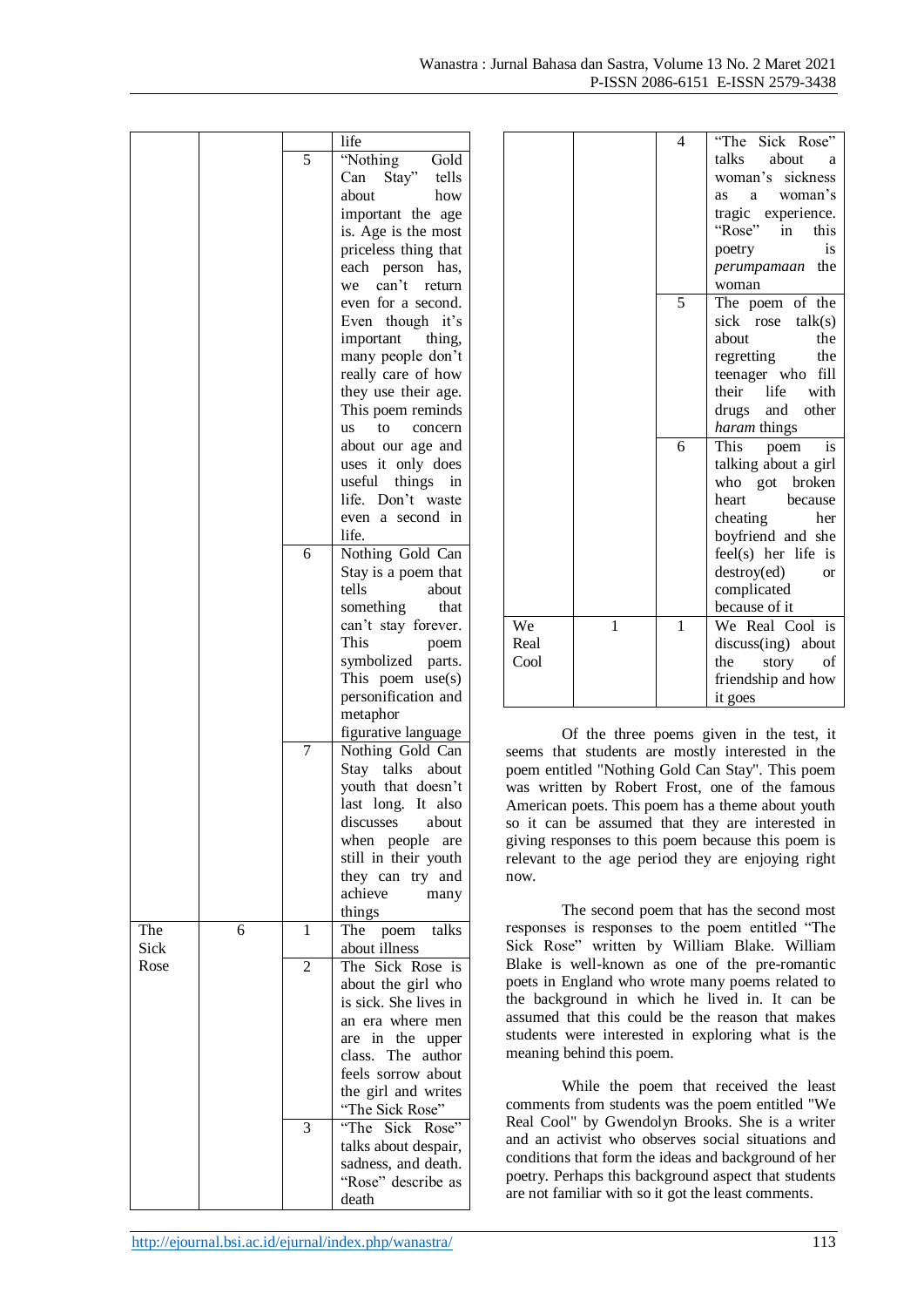|  |  |  | life |
|---|---|---|---|
|  |  | 5 | "Nothing Gold Can Stay" tells about how important the age is. Age is the most priceless thing that each person has, we can't return even for a second. Even though it's important thing, many people don't really care of how they use their age. This poem reminds us to concern about our age and uses it only does useful things in life. Don't waste even a second in life. |
|  |  | 6 | Nothing Gold Can Stay is a poem that tells about something that can't stay forever. This poem symbolized parts. This poem use(s) personification and metaphor figurative language |
|  |  | 7 | Nothing Gold Can Stay talks about youth that doesn't last long. It also discusses about when people are still in their youth they can try and achieve many things |
| The Sick Rose | 6 | 1 | The poem talks about illness |
|  |  | 2 | The Sick Rose is about the girl who is sick. She lives in an era where men are in the upper class. The author feels sorrow about the girl and writes "The Sick Rose" |
|  |  | 3 | "The Sick Rose" talks about despair, sadness, and death. "Rose" describe as death |
|  |  | 4 | "The Sick Rose" talks about a woman's sickness as a woman's tragic experience. "Rose" in this poetry is *perumpamaan* the woman |
|  |  | 5 | The poem of the sick rose talk(s) about the regretting the teenager who fill their life with drugs and other *haram* things |
|  |  | 6 | This poem is talking about a girl who got broken heart because cheating her boyfriend and she feel(s) her life is destroy(ed) or complicated because of it |
| We Real Cool | 1 | 1 | We Real Cool is discuss(ing) about the story of friendship and how it goes |

Of the three poems given in the test, it seems that students are mostly interested in the poem entitled "Nothing Gold Can Stay". This poem was written by Robert Frost, one of the famous American poets. This poem has a theme about youth so it can be assumed that they are interested in giving responses to this poem because this poem is relevant to the age period they are enjoying right now.

The second poem that has the second most responses is responses to the poem entitled "The Sick Rose" written by William Blake. William Blake is well-known as one of the pre-romantic poets in England who wrote many poems related to the background in which he lived in. It can be assumed that this could be the reason that makes students were interested in exploring what is the meaning behind this poem.

While the poem that received the least comments from students was the poem entitled "We Real Cool" by Gwendolyn Brooks. She is a writer and an activist who observes social situations and conditions that form the ideas and background of her poetry. Perhaps this background aspect that students are not familiar with so it got the least comments.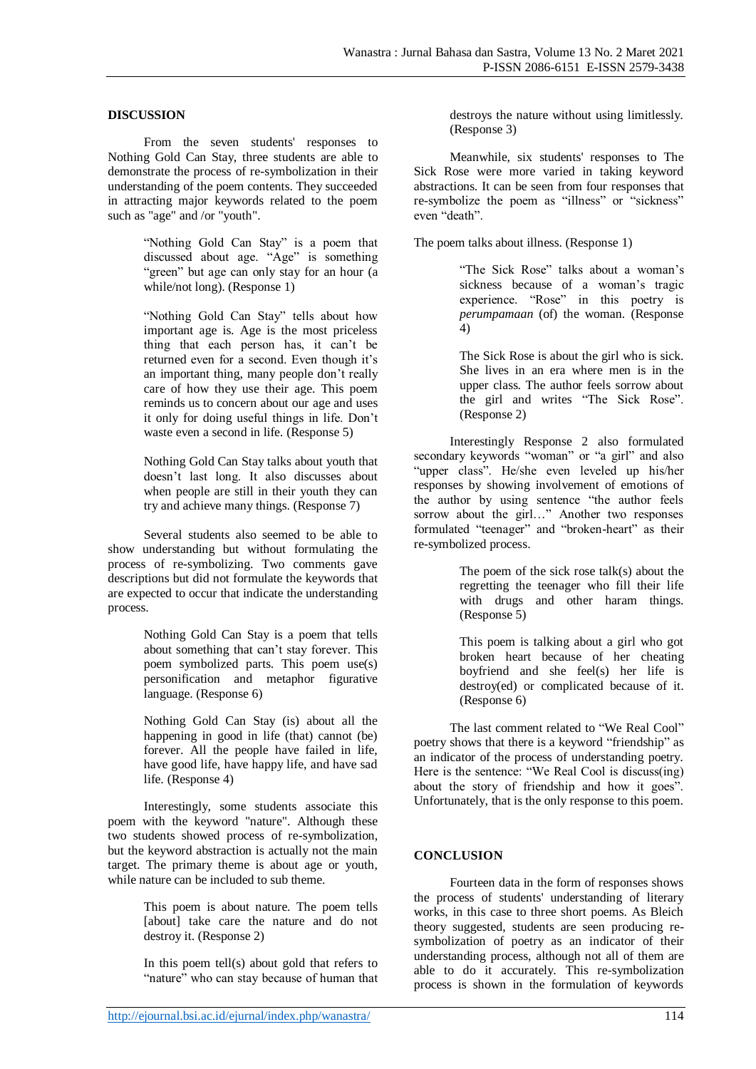## DISCUSSION

From the seven students' responses to Nothing Gold Can Stay, three students are able to demonstrate the process of re-symbolization in their understanding of the poem contents. They succeeded in attracting major keywords related to the poem such as "age" and /or "youth".

> "Nothing Gold Can Stay" is a poem that discussed about age. "Age" is something "green" but age can only stay for an hour (a while/not long). (Response 1)

> "Nothing Gold Can Stay" tells about how important age is. Age is the most priceless thing that each person has, it can't be returned even for a second. Even though it's an important thing, many people don't really care of how they use their age. This poem reminds us to concern about our age and uses it only for doing useful things in life. Don't waste even a second in life. (Response 5)

> Nothing Gold Can Stay talks about youth that doesn't last long. It also discusses about when people are still in their youth they can try and achieve many things. (Response 7)

Several students also seemed to be able to show understanding but without formulating the process of re-symbolizing. Two comments gave descriptions but did not formulate the keywords that are expected to occur that indicate the understanding process.

> Nothing Gold Can Stay is a poem that tells about something that can't stay forever. This poem symbolized parts. This poem use(s) personification and metaphor figurative language. (Response 6)

> Nothing Gold Can Stay (is) about all the happening in good in life (that) cannot (be) forever. All the people have failed in life, have good life, have happy life, and have sad life. (Response 4)

Interestingly, some students associate this poem with the keyword "nature". Although these two students showed process of re-symbolization, but the keyword abstraction is actually not the main target. The primary theme is about age or youth, while nature can be included to sub theme.

> This poem is about nature. The poem tells [about] take care the nature and do not destroy it. (Response 2)

> In this poem tell(s) about gold that refers to "nature" who can stay because of human that destroys the nature without using limitlessly. (Response 3)

Meanwhile, six students' responses to The Sick Rose were more varied in taking keyword abstractions. It can be seen from four responses that re-symbolize the poem as "illness" or "sickness" even "death".

The poem talks about illness. (Response 1)

> "The Sick Rose" talks about a woman's sickness because of a woman's tragic experience. "Rose" in this poetry is *perumpamaan* (of) the woman. (Response 4)

> The Sick Rose is about the girl who is sick. She lives in an era where men is in the upper class. The author feels sorrow about the girl and writes "The Sick Rose". (Response 2)

Interestingly Response 2 also formulated secondary keywords "woman" or "a girl" and also "upper class". He/she even leveled up his/her responses by showing involvement of emotions of the author by using sentence "the author feels sorrow about the girl…" Another two responses formulated "teenager" and "broken-heart" as their re-symbolized process.

> The poem of the sick rose talk(s) about the regretting the teenager who fill their life with drugs and other haram things. (Response 5)

> This poem is talking about a girl who got broken heart because of her cheating boyfriend and she feel(s) her life is destroy(ed) or complicated because of it. (Response 6)

The last comment related to "We Real Cool" poetry shows that there is a keyword "friendship" as an indicator of the process of understanding poetry. Here is the sentence: "We Real Cool is discuss(ing) about the story of friendship and how it goes". Unfortunately, that is the only response to this poem.

## CONCLUSION

Fourteen data in the form of responses shows the process of students' understanding of literary works, in this case to three short poems. As Bleich theory suggested, students are seen producing re-symbolization of poetry as an indicator of their understanding process, although not all of them are able to do it accurately. This re-symbolization process is shown in the formulation of keywords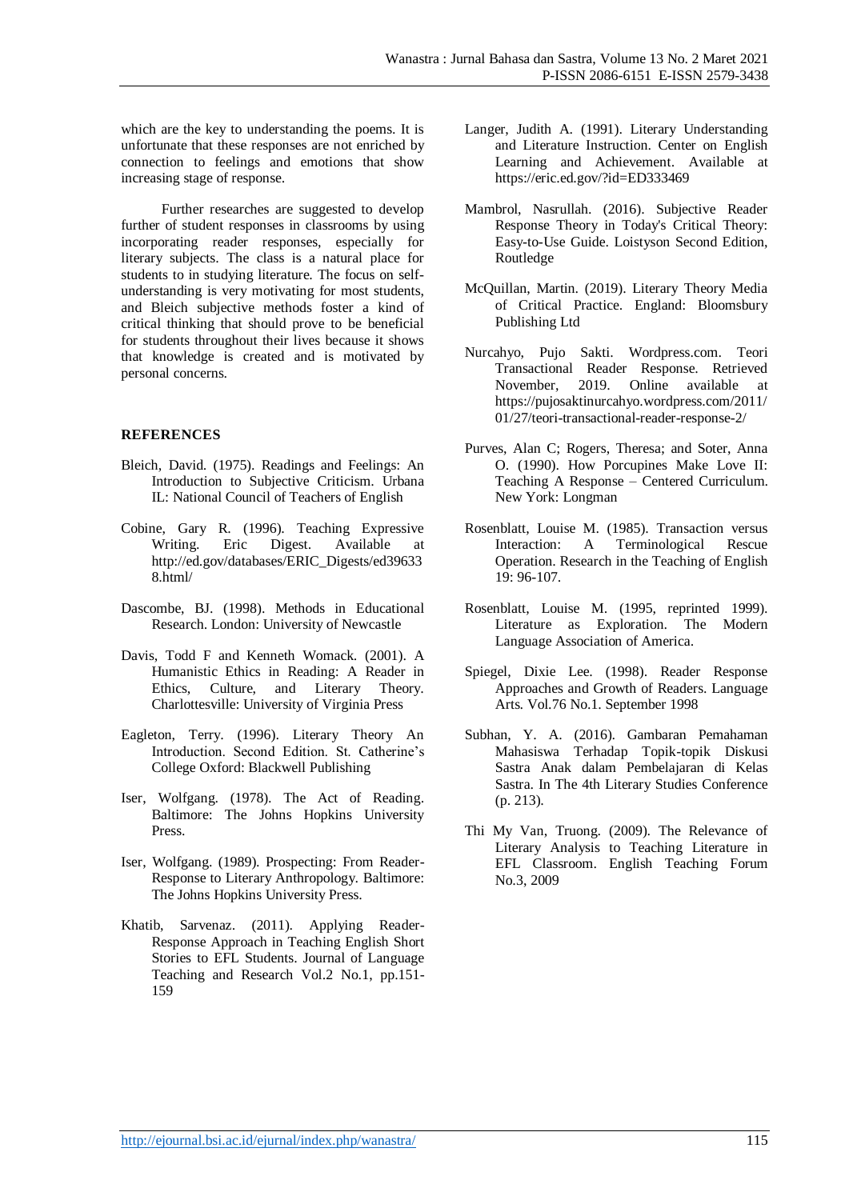which are the key to understanding the poems. It is unfortunate that these responses are not enriched by connection to feelings and emotions that show increasing stage of response.

Further researches are suggested to develop further of student responses in classrooms by using incorporating reader responses, especially for literary subjects. The class is a natural place for students to in studying literature. The focus on self-understanding is very motivating for most students, and Bleich subjective methods foster a kind of critical thinking that should prove to be beneficial for students throughout their lives because it shows that knowledge is created and is motivated by personal concerns.

## REFERENCES

Bleich, David. (1975). Readings and Feelings: An Introduction to Subjective Criticism. Urbana IL: National Council of Teachers of English

Cobine, Gary R. (1996). Teaching Expressive Writing. Eric Digest. Available at http://ed.gov/databases/ERIC_Digests/ed396338.html/

Dascombe, BJ. (1998). Methods in Educational Research. London: University of Newcastle

Davis, Todd F and Kenneth Womack. (2001). A Humanistic Ethics in Reading: A Reader in Ethics, Culture, and Literary Theory. Charlottesville: University of Virginia Press

Eagleton, Terry. (1996). Literary Theory An Introduction. Second Edition. St. Catherine's College Oxford: Blackwell Publishing

Iser, Wolfgang. (1978). The Act of Reading. Baltimore: The Johns Hopkins University Press.

Iser, Wolfgang. (1989). Prospecting: From Reader-Response to Literary Anthropology. Baltimore: The Johns Hopkins University Press.

Khatib, Sarvenaz. (2011). Applying Reader-Response Approach in Teaching English Short Stories to EFL Students. Journal of Language Teaching and Research Vol.2 No.1, pp.151-159

Langer, Judith A. (1991). Literary Understanding and Literature Instruction. Center on English Learning and Achievement. Available at https://eric.ed.gov/?id=ED333469

Mambrol, Nasrullah. (2016). Subjective Reader Response Theory in Today's Critical Theory: Easy-to-Use Guide. Loistyson Second Edition, Routledge

McQuillan, Martin. (2019). Literary Theory Media of Critical Practice. England: Bloomsbury Publishing Ltd

Nurcahyo, Pujo Sakti. Wordpress.com. Teori Transactional Reader Response. Retrieved November, 2019. Online available at https://pujosaktinurcahyo.wordpress.com/2011/01/27/teori-transactional-reader-response-2/

Purves, Alan C; Rogers, Theresa; and Soter, Anna O. (1990). How Porcupines Make Love II: Teaching A Response – Centered Curriculum. New York: Longman

Rosenblatt, Louise M. (1985). Transaction versus Interaction: A Terminological Rescue Operation. Research in the Teaching of English 19: 96-107.

Rosenblatt, Louise M. (1995, reprinted 1999). Literature as Exploration. The Modern Language Association of America.

Spiegel, Dixie Lee. (1998). Reader Response Approaches and Growth of Readers. Language Arts. Vol.76 No.1. September 1998

Subhan, Y. A. (2016). Gambaran Pemahaman Mahasiswa Terhadap Topik-topik Diskusi Sastra Anak dalam Pembelajaran di Kelas Sastra. In The 4th Literary Studies Conference (p. 213).

Thi My Van, Truong. (2009). The Relevance of Literary Analysis to Teaching Literature in EFL Classroom. English Teaching Forum No.3, 2009